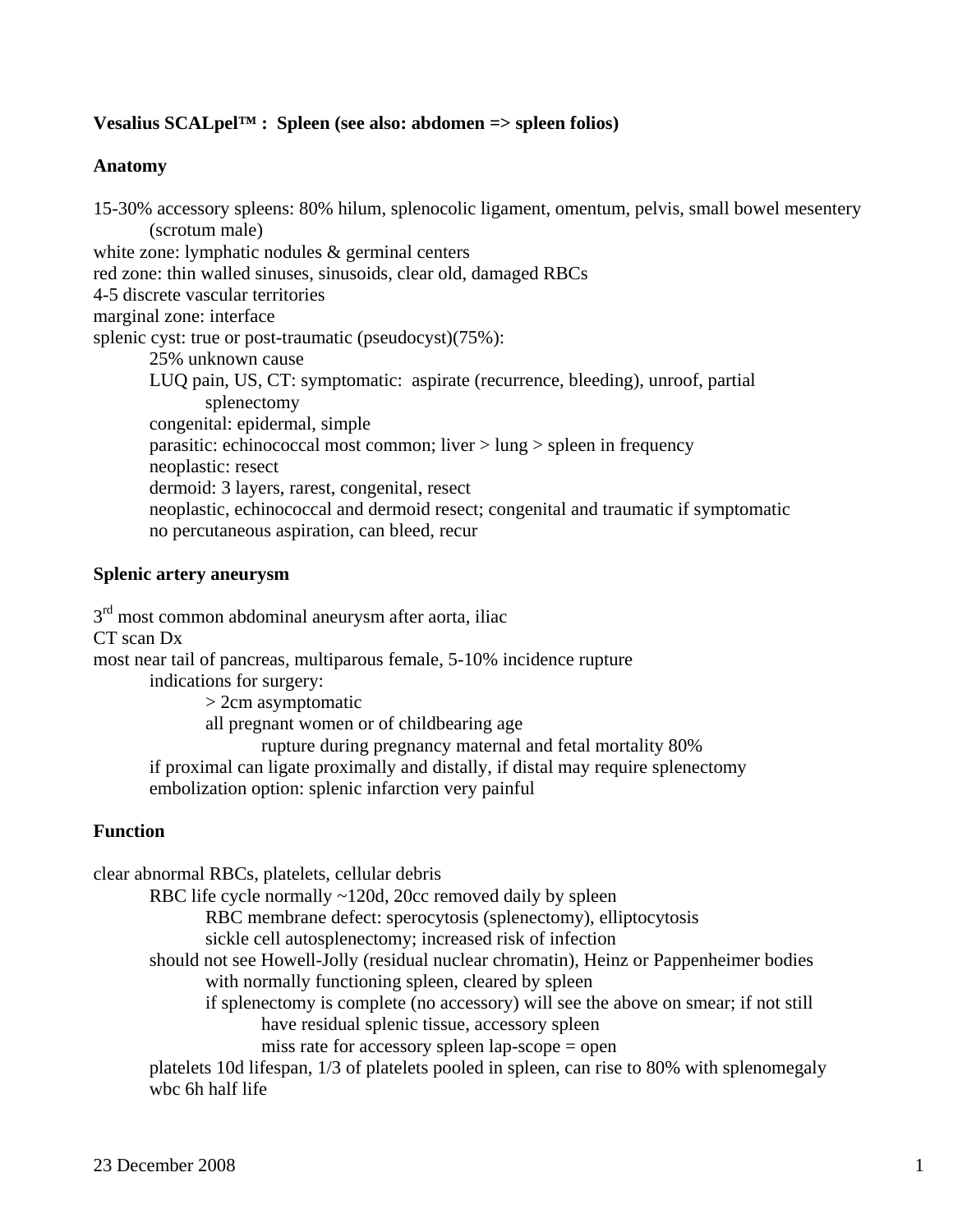**Vesalius SCALpel™ : Spleen (see also: abdomen => spleen folios)**

**Anatomy**

15-30% accessory spleens: 80% hilum, splenocolic ligament, omentum, pelvis, small bowel mesentery (scrotum male)
white zone: lymphatic nodules & germinal centers
red zone: thin walled sinuses, sinusoids, clear old, damaged RBCs
4-5 discrete vascular territories
marginal zone: interface
splenic cyst: true or post-traumatic (pseudocyst)(75%):
- 25% unknown cause
- LUQ pain, US, CT: symptomatic: aspirate (recurrence, bleeding), unroof, partial splenectomy
- congenital: epidermal, simple
- parasitic: echinococcal most common; liver > lung > spleen in frequency
- neoplastic: resect
- dermoid: 3 layers, rarest, congenital, resect
- neoplastic, echinococcal and dermoid resect; congenital and traumatic if symptomatic
- no percutaneous aspiration, can bleed, recur

**Splenic artery aneurysm**

3rd most common abdominal aneurysm after aorta, iliac
CT scan Dx
most near tail of pancreas, multiparous female, 5-10% incidence rupture
- indications for surgery:
  - > 2cm asymptomatic
  - all pregnant women or of childbearing age
    - rupture during pregnancy maternal and fetal mortality 80%
- if proximal can ligate proximally and distally, if distal may require splenectomy
- embolization option: splenic infarction very painful

**Function**

clear abnormal RBCs, platelets, cellular debris
- RBC life cycle normally ~120d, 20cc removed daily by spleen
  - RBC membrane defect: sperocytosis (splenectomy), elliptocytosis
  - sickle cell autosplenectomy; increased risk of infection
- should not see Howell-Jolly (residual nuclear chromatin), Heinz or Pappenheimer bodies
  - with normally functioning spleen, cleared by spleen
  - if splenectomy is complete (no accessory) will see the above on smear; if not still
    - have residual splenic tissue, accessory spleen
    - miss rate for accessory spleen lap-scope = open
- platelets 10d lifespan, 1/3 of platelets pooled in spleen, can rise to 80% with splenomegaly
- wbc 6h half life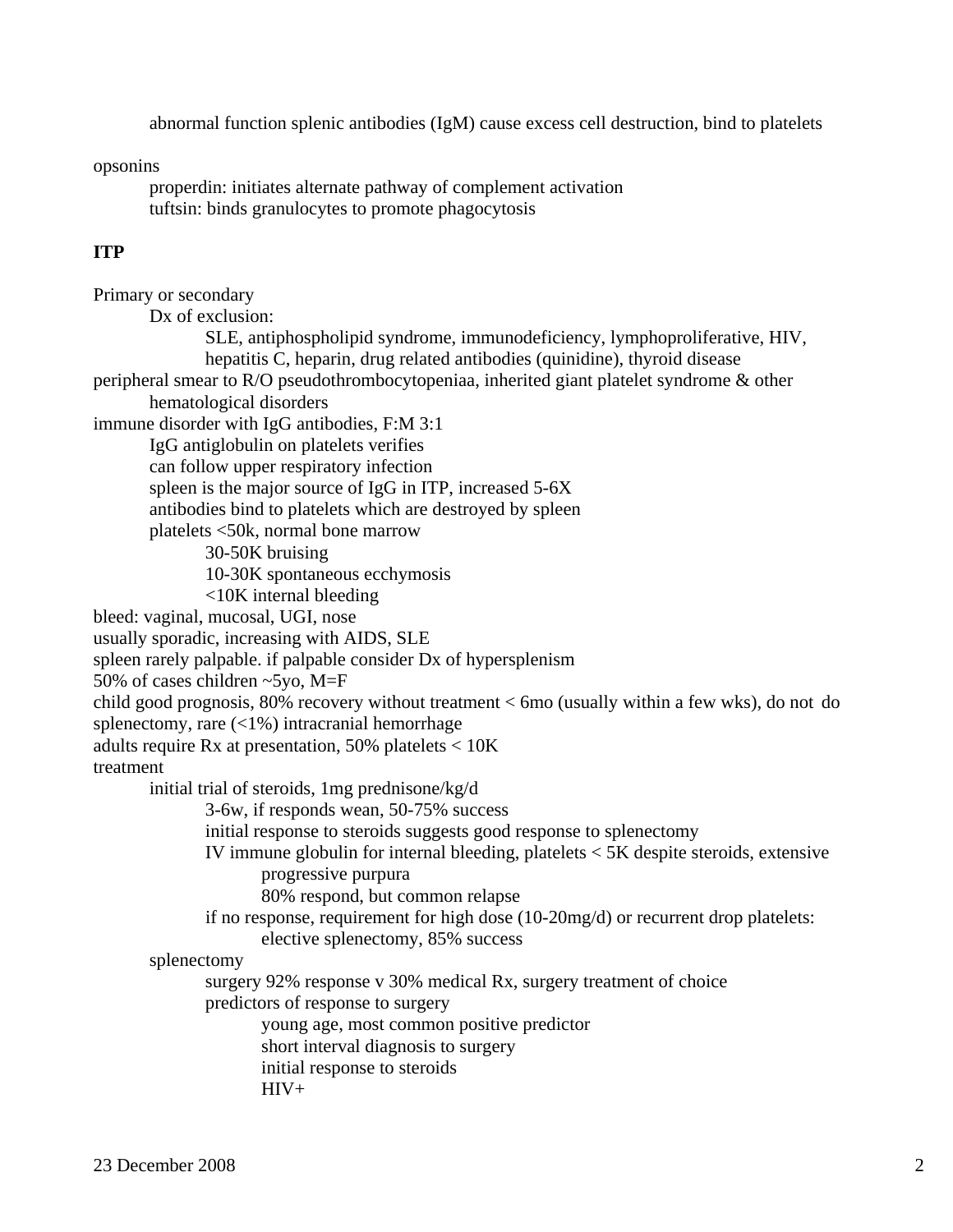abnormal function splenic antibodies (IgM) cause excess cell destruction, bind to platelets

opsonins

- properdin: initiates alternate pathway of complement activation
- tuftsin: binds granulocytes to promote phagocytosis

**ITP**

Primary or secondary

- Dx of exclusion:
  - SLE, antiphospholipid syndrome, immunodeficiency, lymphoproliferative, HIV, hepatitis C, heparin, drug related antibodies (quinidine), thyroid disease

peripheral smear to R/O pseudothrombocytopeniaa, inherited giant platelet syndrome & other hematological disorders

immune disorder with IgG antibodies, F:M 3:1

- IgG antiglobulin on platelets verifies
- can follow upper respiratory infection
- spleen is the major source of IgG in ITP, increased 5-6X
- antibodies bind to platelets which are destroyed by spleen
- platelets <50k, normal bone marrow
  - 30-50K bruising
  - 10-30K spontaneous ecchymosis
  - <10K internal bleeding

bleed: vaginal, mucosal, UGI, nose

usually sporadic, increasing with AIDS, SLE

spleen rarely palpable. if palpable consider Dx of hypersplenism

50% of cases children ~5yo, M=F

child good prognosis, 80% recovery without treatment < 6mo (usually within a few wks), do not do splenectomy, rare (<1%) intracranial hemorrhage

adults require Rx at presentation, 50% platelets < 10K

treatment

- initial trial of steroids, 1mg prednisone/kg/d
  - 3-6w, if responds wean, 50-75% success
  - initial response to steroids suggests good response to splenectomy
  - IV immune globulin for internal bleeding, platelets < 5K despite steroids, extensive progressive purpura
    - 80% respond, but common relapse
  - if no response, requirement for high dose (10-20mg/d) or recurrent drop platelets:
    - elective splenectomy, 85% success
- splenectomy
  - surgery 92% response v 30% medical Rx, surgery treatment of choice
  - predictors of response to surgery
    - young age, most common positive predictor
    - short interval diagnosis to surgery
    - initial response to steroids
    - HIV+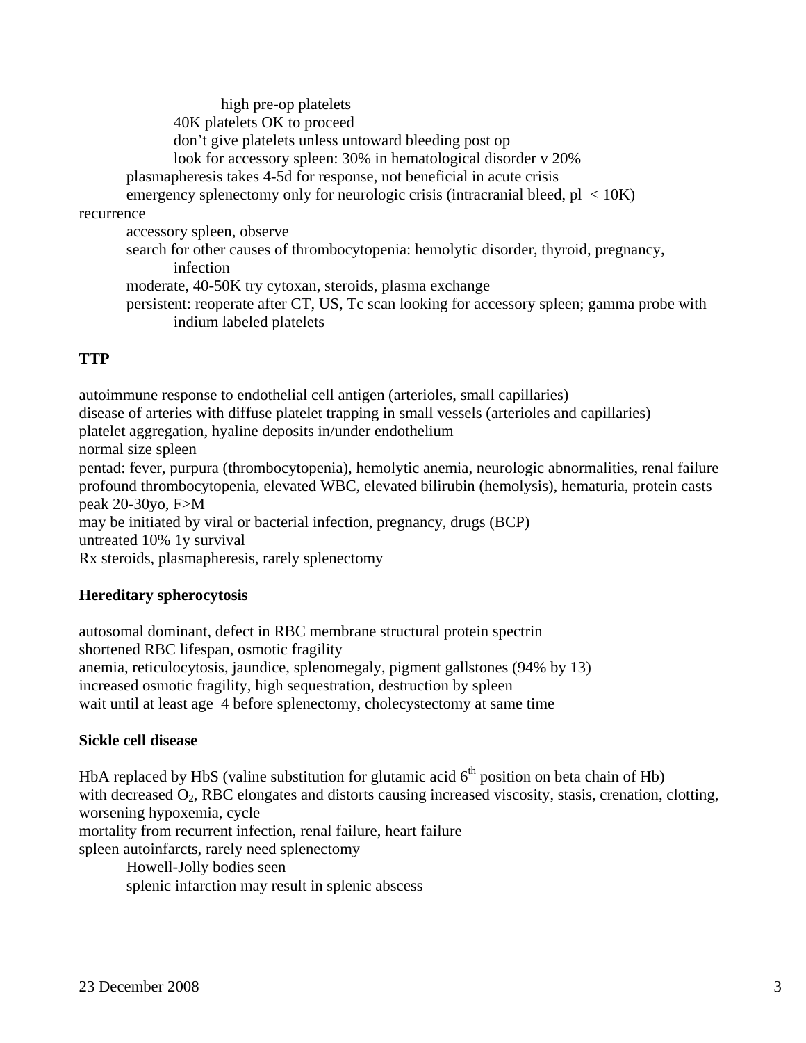- high pre-op platelets
    - 40K platelets OK to proceed
    - don't give platelets unless untoward bleeding post op
    - look for accessory spleen: 30% in hematological disorder v 20%
  - plasmapheresis takes 4-5d for response, not beneficial in acute crisis
  - emergency splenectomy only for neurologic crisis (intracranial bleed, pl < 10K)

recurrence

- accessory spleen, observe
- search for other causes of thrombocytopenia: hemolytic disorder, thyroid, pregnancy, infection
- moderate, 40-50K try cytoxan, steroids, plasma exchange
- persistent: reoperate after CT, US, Tc scan looking for accessory spleen; gamma probe with indium labeled platelets

**TTP**

autoimmune response to endothelial cell antigen (arterioles, small capillaries)
disease of arteries with diffuse platelet trapping in small vessels (arterioles and capillaries)
platelet aggregation, hyaline deposits in/under endothelium
normal size spleen
pentad: fever, purpura (thrombocytopenia), hemolytic anemia, neurologic abnormalities, renal failure
profound thrombocytopenia, elevated WBC, elevated bilirubin (hemolysis), hematuria, protein casts
peak 20-30yo, F>M
may be initiated by viral or bacterial infection, pregnancy, drugs (BCP)
untreated 10% 1y survival
Rx steroids, plasmapheresis, rarely splenectomy

**Hereditary spherocytosis**

autosomal dominant, defect in RBC membrane structural protein spectrin
shortened RBC lifespan, osmotic fragility
anemia, reticulocytosis, jaundice, splenomegaly, pigment gallstones (94% by 13)
increased osmotic fragility, high sequestration, destruction by spleen
wait until at least age 4 before splenectomy, cholecystectomy at same time

**Sickle cell disease**

HbA replaced by HbS (valine substitution for glutamic acid 6$^{th}$ position on beta chain of Hb)
with decreased $O_2$, RBC elongates and distorts causing increased viscosity, stasis, crenation, clotting, worsening hypoxemia, cycle
mortality from recurrent infection, renal failure, heart failure
spleen autoinfarcts, rarely need splenectomy

- Howell-Jolly bodies seen
- splenic infarction may result in splenic abscess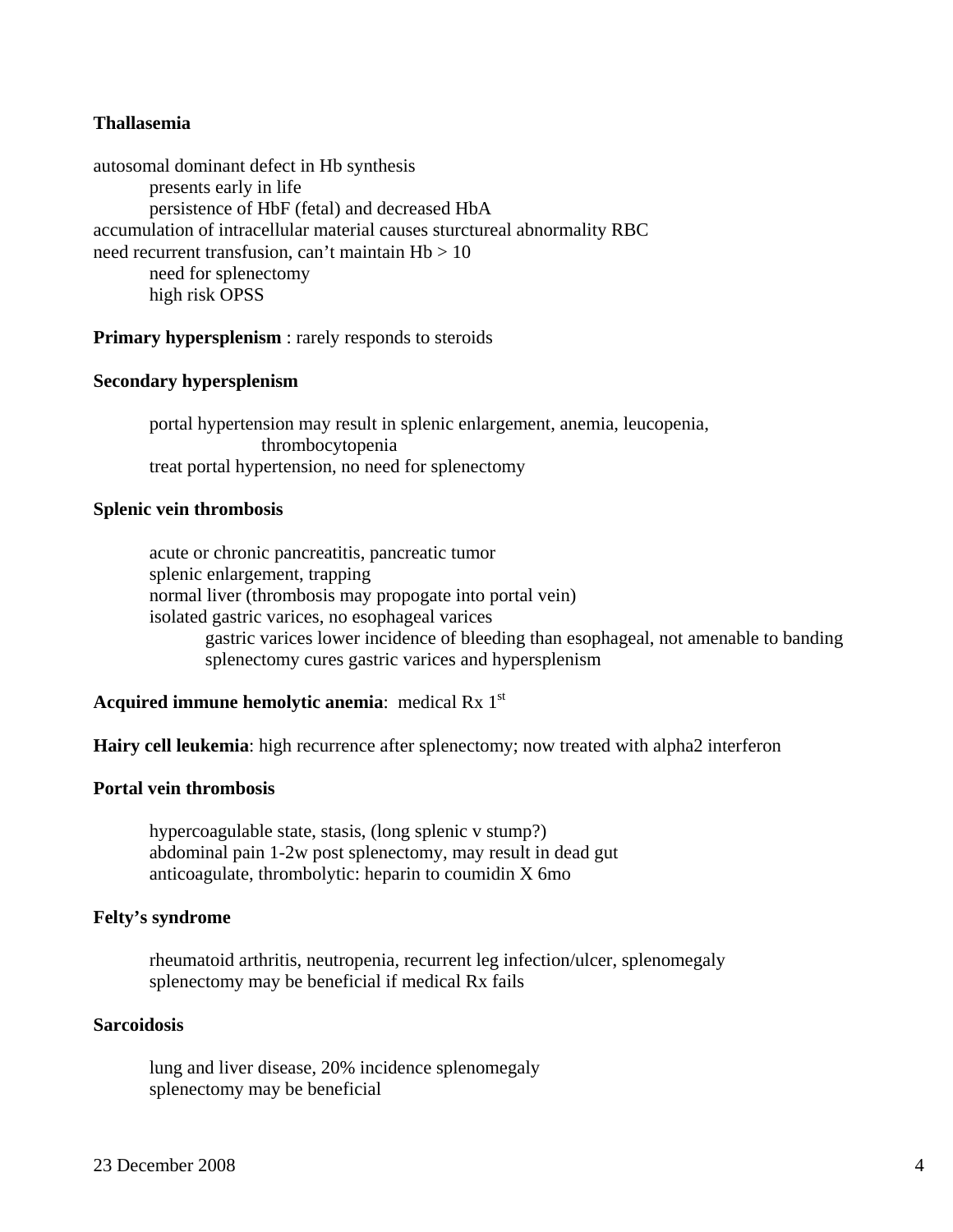**Thallasemia**

autosomal dominant defect in Hb synthesis

- presents early in life
- persistence of HbF (fetal) and decreased HbA

accumulation of intracellular material causes sturctureal abnormality RBC

need recurrent transfusion, can't maintain Hb > 10

- need for splenectomy
- high risk OPSS

**Primary hypersplenism** : rarely responds to steroids

**Secondary hypersplenism**

- portal hypertension may result in splenic enlargement, anemia, leucopenia, thrombocytopenia
- treat portal hypertension, no need for splenectomy

**Splenic vein thrombosis**

- acute or chronic pancreatitis, pancreatic tumor
- splenic enlargement, trapping
- normal liver (thrombosis may propogate into portal vein)
- isolated gastric varices, no esophageal varices
  - gastric varices lower incidence of bleeding than esophageal, not amenable to banding
  - splenectomy cures gastric varices and hypersplenism

**Acquired immune hemolytic anemia**: medical Rx 1st

**Hairy cell leukemia**: high recurrence after splenectomy; now treated with alpha2 interferon

**Portal vein thrombosis**

- hypercoagulable state, stasis, (long splenic v stump?)
- abdominal pain 1-2w post splenectomy, may result in dead gut
- anticoagulate, thrombolytic: heparin to coumidin X 6mo

**Felty's syndrome**

- rheumatoid arthritis, neutropenia, recurrent leg infection/ulcer, splenomegaly
- splenectomy may be beneficial if medical Rx fails

**Sarcoidosis**

- lung and liver disease, 20% incidence splenomegaly
- splenectomy may be beneficial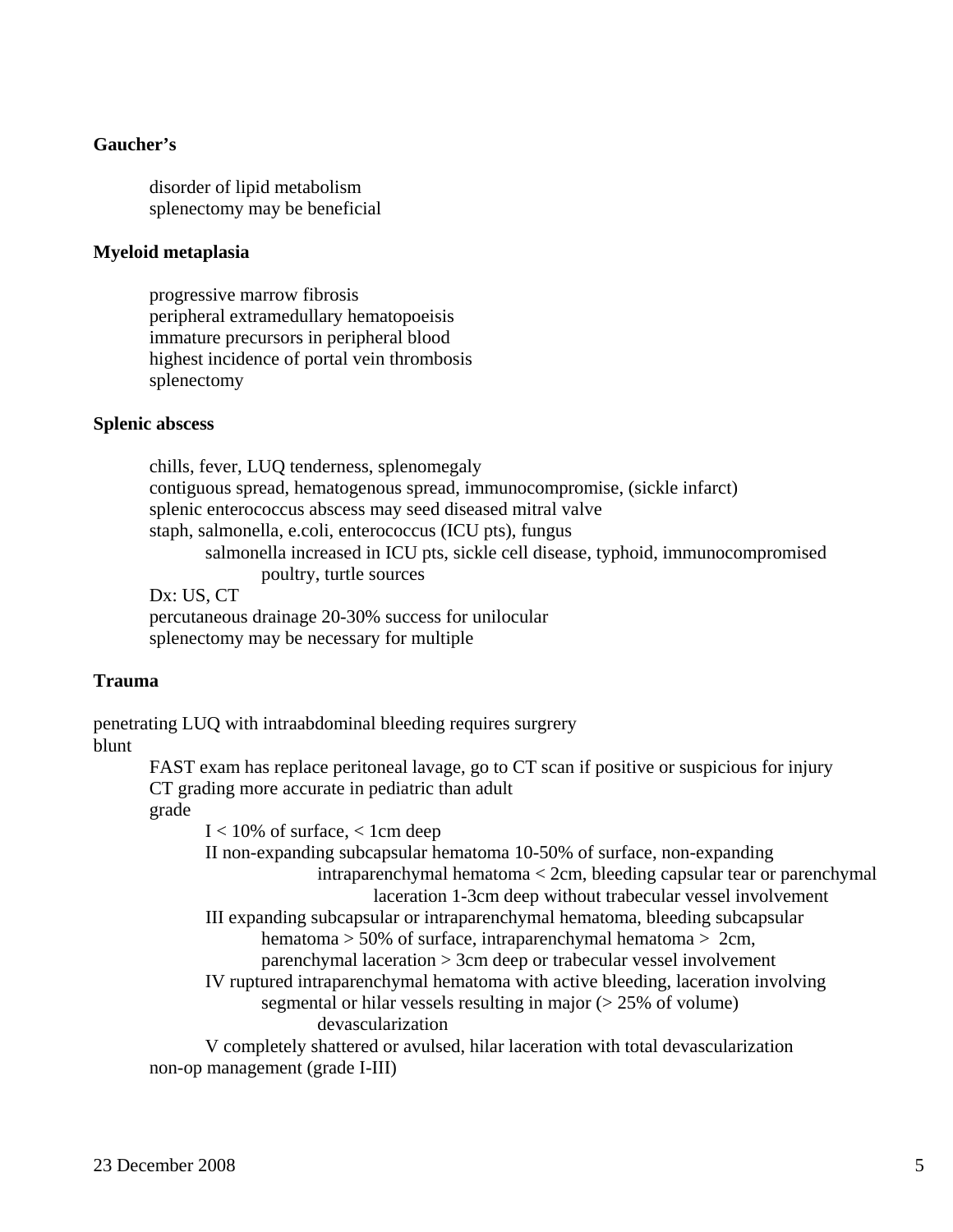**Gaucher’s**

- disorder of lipid metabolism
- splenectomy may be beneficial

**Myeloid metaplasia**

- progressive marrow fibrosis
- peripheral extramedullary hematopoeisis
- immature precursors in peripheral blood
- highest incidence of portal vein thrombosis
- splenectomy

**Splenic abscess**

- chills, fever, LUQ tenderness, splenomegaly
- contiguous spread, hematogenous spread, immunocompromise, (sickle infarct)
- splenic enterococcus abscess may seed diseased mitral valve
- staph, salmonella, e.coli, enterococcus (ICU pts), fungus
  - salmonella increased in ICU pts, sickle cell disease, typhoid, immunocompromised
    - poultry, turtle sources
- Dx: US, CT
- percutaneous drainage 20-30% success for unilocular
- splenectomy may be necessary for multiple

**Trauma**

penetrating LUQ with intraabdominal bleeding requires surgrery

blunt

- FAST exam has replace peritoneal lavage, go to CT scan if positive or suspicious for injury
- CT grading more accurate in pediatric than adult
- grade
  - I < 10% of surface, < 1cm deep
  - II non-expanding subcapsular hematoma 10-50% of surface, non-expanding intraparenchymal hematoma < 2cm, bleeding capsular tear or parenchymal laceration 1-3cm deep without trabecular vessel involvement
  - III expanding subcapsular or intraparenchymal hematoma, bleeding subcapsular hematoma > 50% of surface, intraparenchymal hematoma > 2cm, parenchymal laceration > 3cm deep or trabecular vessel involvement
  - IV ruptured intraparenchymal hematoma with active bleeding, laceration involving segmental or hilar vessels resulting in major (> 25% of volume) devascularization
  - V completely shattered or avulsed, hilar laceration with total devascularization
- non-op management (grade I-III)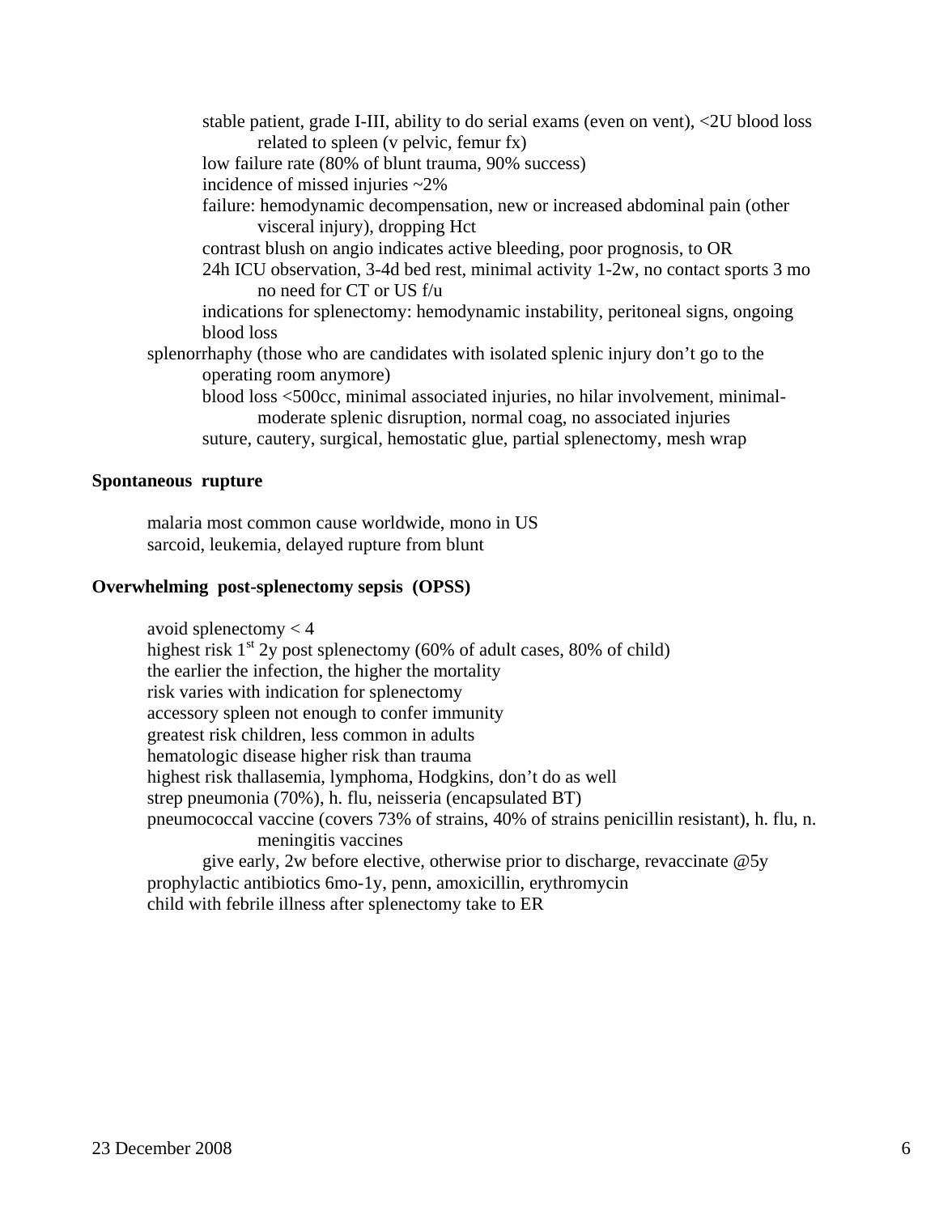- stable patient, grade I-III, ability to do serial exams (even on vent), <2U blood loss related to spleen (v pelvic, femur fx)
- low failure rate (80% of blunt trauma, 90% success)
- incidence of missed injuries ~2%
- failure: hemodynamic decompensation, new or increased abdominal pain (other visceral injury), dropping Hct
- contrast blush on angio indicates active bleeding, poor prognosis, to OR
- 24h ICU observation, 3-4d bed rest, minimal activity 1-2w, no contact sports 3 mo
  - no need for CT or US f/u
- indications for splenectomy: hemodynamic instability, peritoneal signs, ongoing blood loss

splenorrhaphy (those who are candidates with isolated splenic injury don't go to the operating room anymore)

- blood loss <500cc, minimal associated injuries, no hilar involvement, minimal-moderate splenic disruption, normal coag, no associated injuries
- suture, cautery, surgical, hemostatic glue, partial splenectomy, mesh wrap

**Spontaneous rupture**

malaria most common cause worldwide, mono in US
sarcoid, leukemia, delayed rupture from blunt

**Overwhelming post-splenectomy sepsis (OPSS)**

avoid splenectomy < 4
highest risk 1st 2y post splenectomy (60% of adult cases, 80% of child)
the earlier the infection, the higher the mortality
risk varies with indication for splenectomy
accessory spleen not enough to confer immunity
greatest risk children, less common in adults
hematologic disease higher risk than trauma
highest risk thallasemia, lymphoma, Hodgkins, don't do as well
strep pneumonia (70%), h. flu, neisseria (encapsulated BT)
pneumococcal vaccine (covers 73% of strains, 40% of strains penicillin resistant), h. flu, n. meningitis vaccines

- give early, 2w before elective, otherwise prior to discharge, revaccinate @5y

prophylactic antibiotics 6mo-1y, penn, amoxicillin, erythromycin
child with febrile illness after splenectomy take to ER